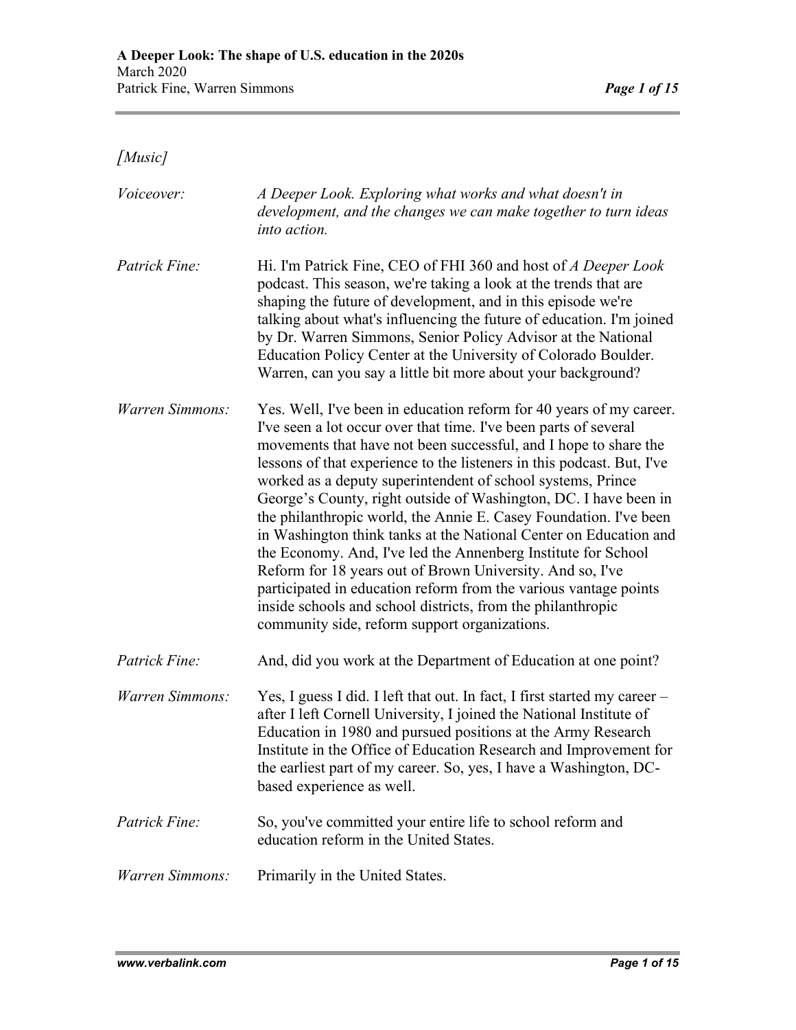*[Music]*

*Voiceover:* *A Deeper Look. Exploring what works and what doesn't in development, and the changes we can make together to turn ideas into action.*

*Patrick Fine:* Hi. I'm Patrick Fine, CEO of FHI 360 and host of *A Deeper Look* podcast. This season, we're taking a look at the trends that are shaping the future of development, and in this episode we're talking about what's influencing the future of education. I'm joined by Dr. Warren Simmons, Senior Policy Advisor at the National Education Policy Center at the University of Colorado Boulder. Warren, can you say a little bit more about your background?

*Warren Simmons:* Yes. Well, I've been in education reform for 40 years of my career. I've seen a lot occur over that time. I've been parts of several movements that have not been successful, and I hope to share the lessons of that experience to the listeners in this podcast. But, I've worked as a deputy superintendent of school systems, Prince George's County, right outside of Washington, DC. I have been in the philanthropic world, the Annie E. Casey Foundation. I've been in Washington think tanks at the National Center on Education and the Economy. And, I've led the Annenberg Institute for School Reform for 18 years out of Brown University. And so, I've participated in education reform from the various vantage points inside schools and school districts, from the philanthropic community side, reform support organizations.

*Patrick Fine:* And, did you work at the Department of Education at one point?

*Warren Simmons:* Yes, I guess I did. I left that out. In fact, I first started my career – after I left Cornell University, I joined the National Institute of Education in 1980 and pursued positions at the Army Research Institute in the Office of Education Research and Improvement for the earliest part of my career. So, yes, I have a Washington, DC-based experience as well.

*Patrick Fine:* So, you've committed your entire life to school reform and education reform in the United States.

*Warren Simmons:* Primarily in the United States.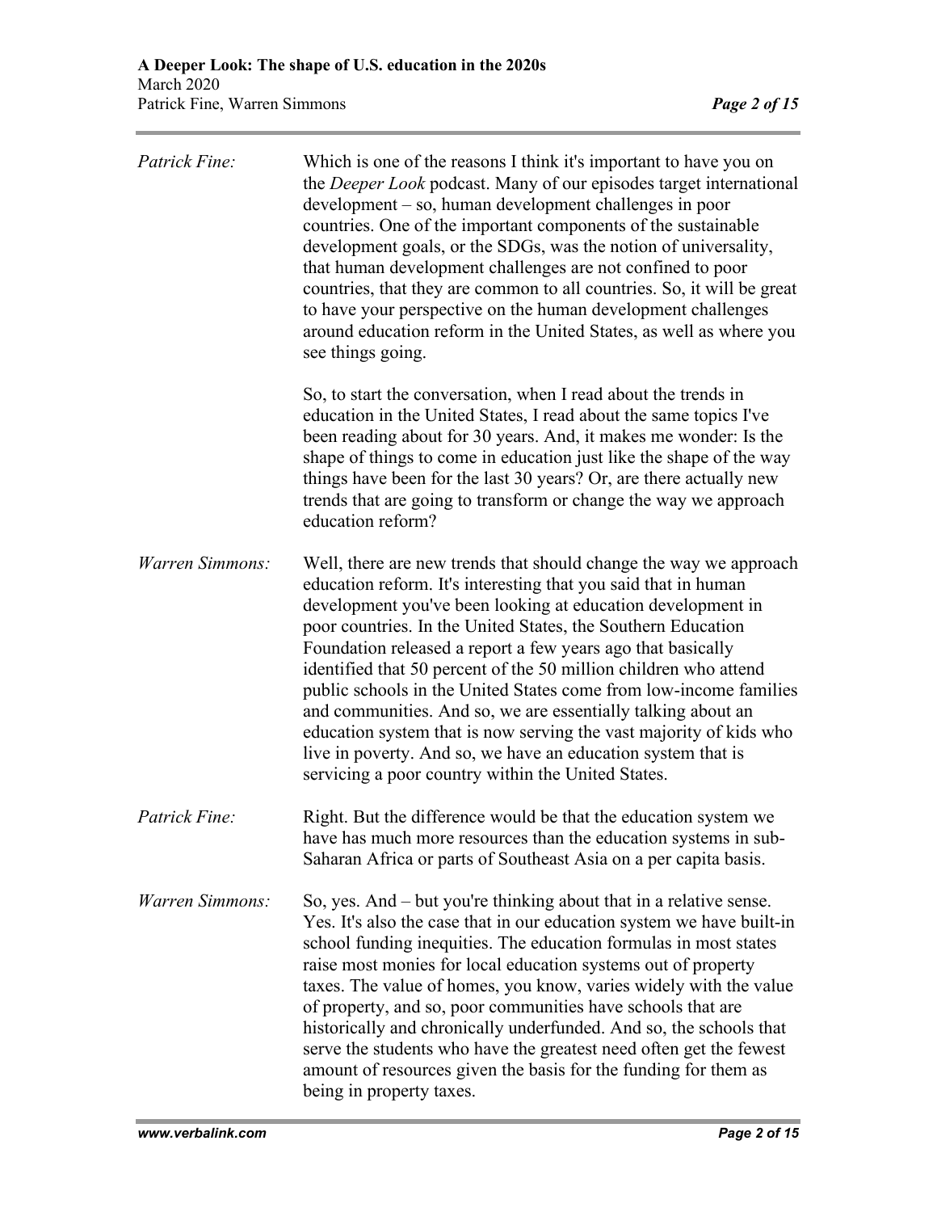*Patrick Fine:* Which is one of the reasons I think it's important to have you on the *Deeper Look* podcast. Many of our episodes target international development – so, human development challenges in poor countries. One of the important components of the sustainable development goals, or the SDGs, was the notion of universality, that human development challenges are not confined to poor countries, that they are common to all countries. So, it will be great to have your perspective on the human development challenges around education reform in the United States, as well as where you see things going.

So, to start the conversation, when I read about the trends in education in the United States, I read about the same topics I've been reading about for 30 years. And, it makes me wonder: Is the shape of things to come in education just like the shape of the way things have been for the last 30 years? Or, are there actually new trends that are going to transform or change the way we approach education reform?

*Warren Simmons:* Well, there are new trends that should change the way we approach education reform. It's interesting that you said that in human development you've been looking at education development in poor countries. In the United States, the Southern Education Foundation released a report a few years ago that basically identified that 50 percent of the 50 million children who attend public schools in the United States come from low-income families and communities. And so, we are essentially talking about an education system that is now serving the vast majority of kids who live in poverty. And so, we have an education system that is servicing a poor country within the United States.

*Patrick Fine:* Right. But the difference would be that the education system we have has much more resources than the education systems in sub-Saharan Africa or parts of Southeast Asia on a per capita basis.

*Warren Simmons:* So, yes. And – but you're thinking about that in a relative sense. Yes. It's also the case that in our education system we have built-in school funding inequities. The education formulas in most states raise most monies for local education systems out of property taxes. The value of homes, you know, varies widely with the value of property, and so, poor communities have schools that are historically and chronically underfunded. And so, the schools that serve the students who have the greatest need often get the fewest amount of resources given the basis for the funding for them as being in property taxes.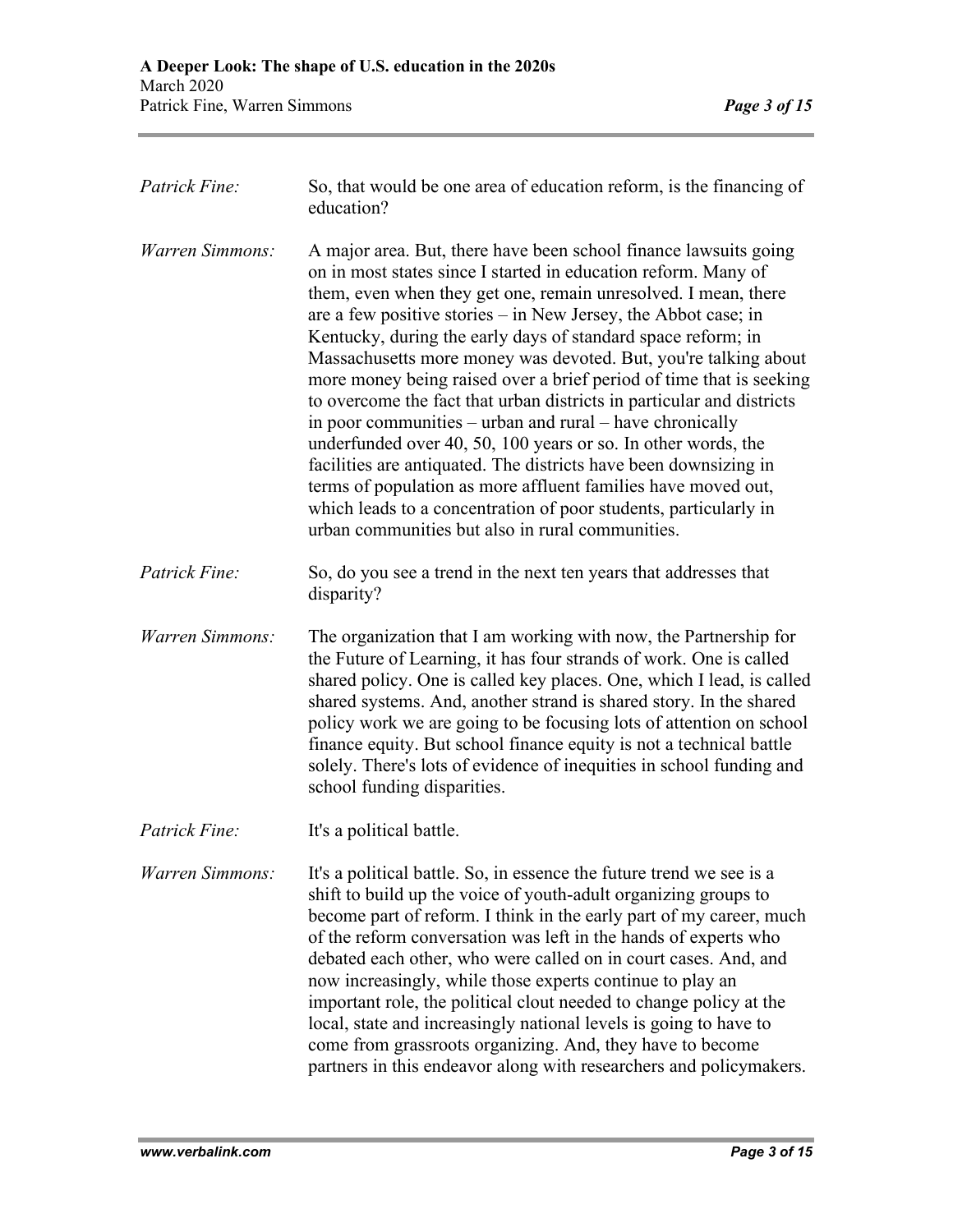*Patrick Fine:* So, that would be one area of education reform, is the financing of education?

*Warren Simmons:* A major area. But, there have been school finance lawsuits going on in most states since I started in education reform. Many of them, even when they get one, remain unresolved. I mean, there are a few positive stories – in New Jersey, the Abbot case; in Kentucky, during the early days of standard space reform; in Massachusetts more money was devoted. But, you're talking about more money being raised over a brief period of time that is seeking to overcome the fact that urban districts in particular and districts in poor communities – urban and rural – have chronically underfunded over 40, 50, 100 years or so. In other words, the facilities are antiquated. The districts have been downsizing in terms of population as more affluent families have moved out, which leads to a concentration of poor students, particularly in urban communities but also in rural communities.

*Patrick Fine:* So, do you see a trend in the next ten years that addresses that disparity?

*Warren Simmons:* The organization that I am working with now, the Partnership for the Future of Learning, it has four strands of work. One is called shared policy. One is called key places. One, which I lead, is called shared systems. And, another strand is shared story. In the shared policy work we are going to be focusing lots of attention on school finance equity. But school finance equity is not a technical battle solely. There's lots of evidence of inequities in school funding and school funding disparities.

*Patrick Fine:* It's a political battle.

*Warren Simmons:* It's a political battle. So, in essence the future trend we see is a shift to build up the voice of youth-adult organizing groups to become part of reform. I think in the early part of my career, much of the reform conversation was left in the hands of experts who debated each other, who were called on in court cases. And, and now increasingly, while those experts continue to play an important role, the political clout needed to change policy at the local, state and increasingly national levels is going to have to come from grassroots organizing. And, they have to become partners in this endeavor along with researchers and policymakers.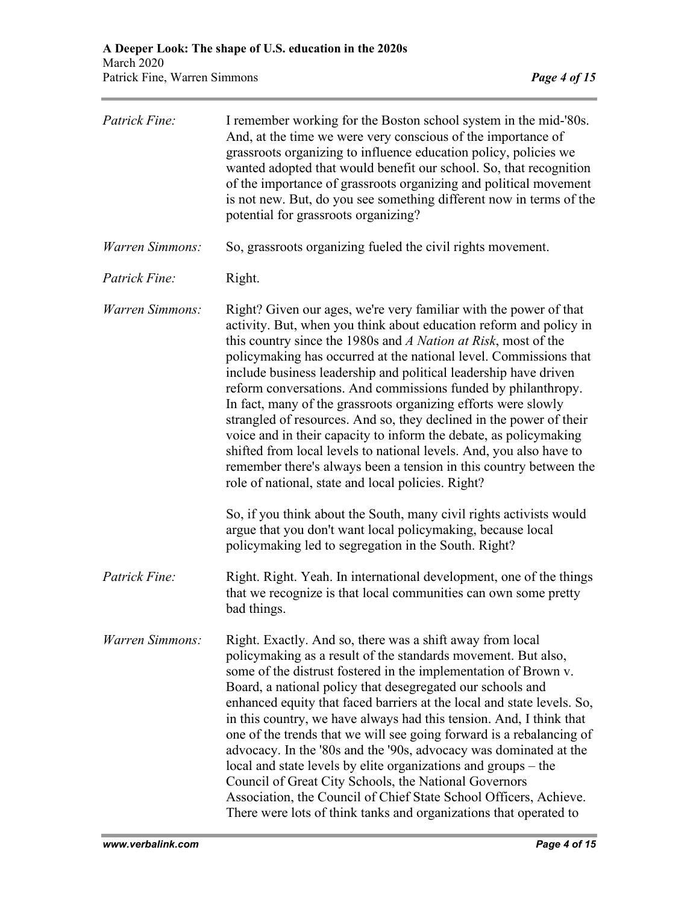*Patrick Fine:* I remember working for the Boston school system in the mid-'80s. And, at the time we were very conscious of the importance of grassroots organizing to influence education policy, policies we wanted adopted that would benefit our school. So, that recognition of the importance of grassroots organizing and political movement is not new. But, do you see something different now in terms of the potential for grassroots organizing?

*Warren Simmons:* So, grassroots organizing fueled the civil rights movement.

*Patrick Fine:* Right.

*Warren Simmons:* Right? Given our ages, we're very familiar with the power of that activity. But, when you think about education reform and policy in this country since the 1980s and *A Nation at Risk*, most of the policymaking has occurred at the national level. Commissions that include business leadership and political leadership have driven reform conversations. And commissions funded by philanthropy. In fact, many of the grassroots organizing efforts were slowly strangled of resources. And so, they declined in the power of their voice and in their capacity to inform the debate, as policymaking shifted from local levels to national levels. And, you also have to remember there's always been a tension in this country between the role of national, state and local policies. Right?

So, if you think about the South, many civil rights activists would argue that you don't want local policymaking, because local policymaking led to segregation in the South. Right?

*Patrick Fine:* Right. Right. Yeah. In international development, one of the things that we recognize is that local communities can own some pretty bad things.

*Warren Simmons:* Right. Exactly. And so, there was a shift away from local policymaking as a result of the standards movement. But also, some of the distrust fostered in the implementation of Brown v. Board, a national policy that desegregated our schools and enhanced equity that faced barriers at the local and state levels. So, in this country, we have always had this tension. And, I think that one of the trends that we will see going forward is a rebalancing of advocacy. In the '80s and the '90s, advocacy was dominated at the local and state levels by elite organizations and groups – the Council of Great City Schools, the National Governors Association, the Council of Chief State School Officers, Achieve. There were lots of think tanks and organizations that operated to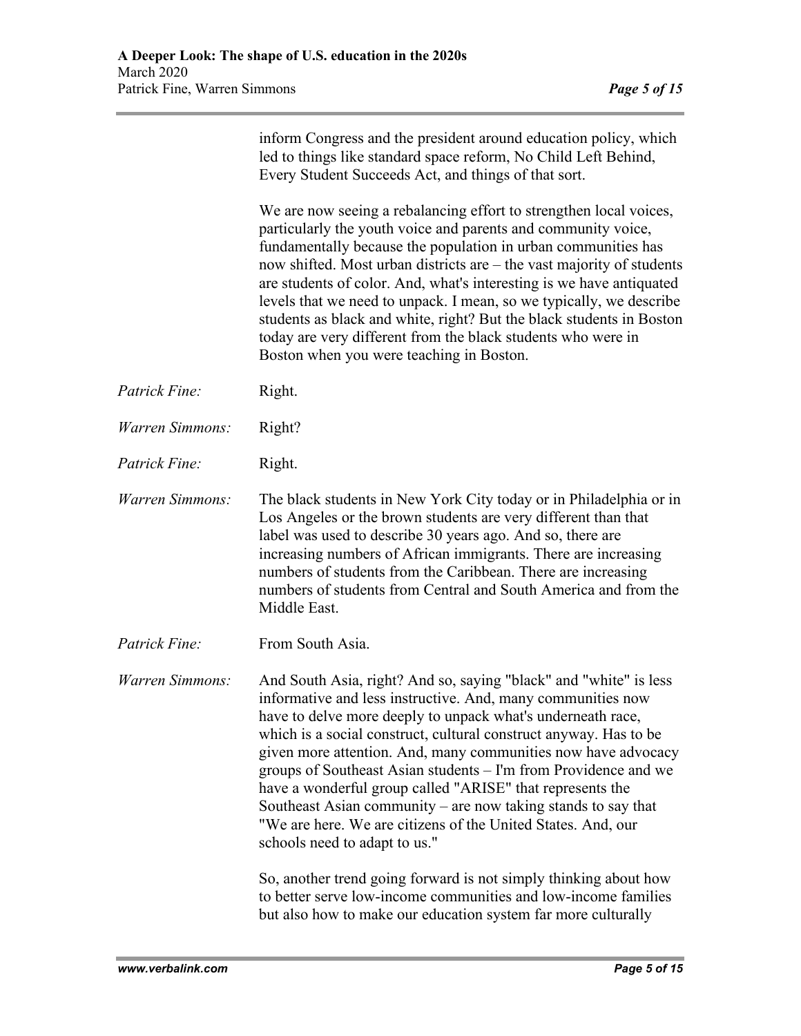inform Congress and the president around education policy, which led to things like standard space reform, No Child Left Behind, Every Student Succeeds Act, and things of that sort.

We are now seeing a rebalancing effort to strengthen local voices, particularly the youth voice and parents and community voice, fundamentally because the population in urban communities has now shifted. Most urban districts are – the vast majority of students are students of color. And, what's interesting is we have antiquated levels that we need to unpack. I mean, so we typically, we describe students as black and white, right? But the black students in Boston today are very different from the black students who were in Boston when you were teaching in Boston.

*Patrick Fine:* Right.

*Warren Simmons:* Right?

*Patrick Fine:* Right.

*Warren Simmons:* The black students in New York City today or in Philadelphia or in Los Angeles or the brown students are very different than that label was used to describe 30 years ago. And so, there are increasing numbers of African immigrants. There are increasing numbers of students from the Caribbean. There are increasing numbers of students from Central and South America and from the Middle East.

*Patrick Fine:* From South Asia.

*Warren Simmons:* And South Asia, right? And so, saying "black" and "white" is less informative and less instructive. And, many communities now have to delve more deeply to unpack what's underneath race, which is a social construct, cultural construct anyway. Has to be given more attention. And, many communities now have advocacy groups of Southeast Asian students – I'm from Providence and we have a wonderful group called "ARISE" that represents the Southeast Asian community – are now taking stands to say that "We are here. We are citizens of the United States. And, our schools need to adapt to us."

So, another trend going forward is not simply thinking about how to better serve low-income communities and low-income families but also how to make our education system far more culturally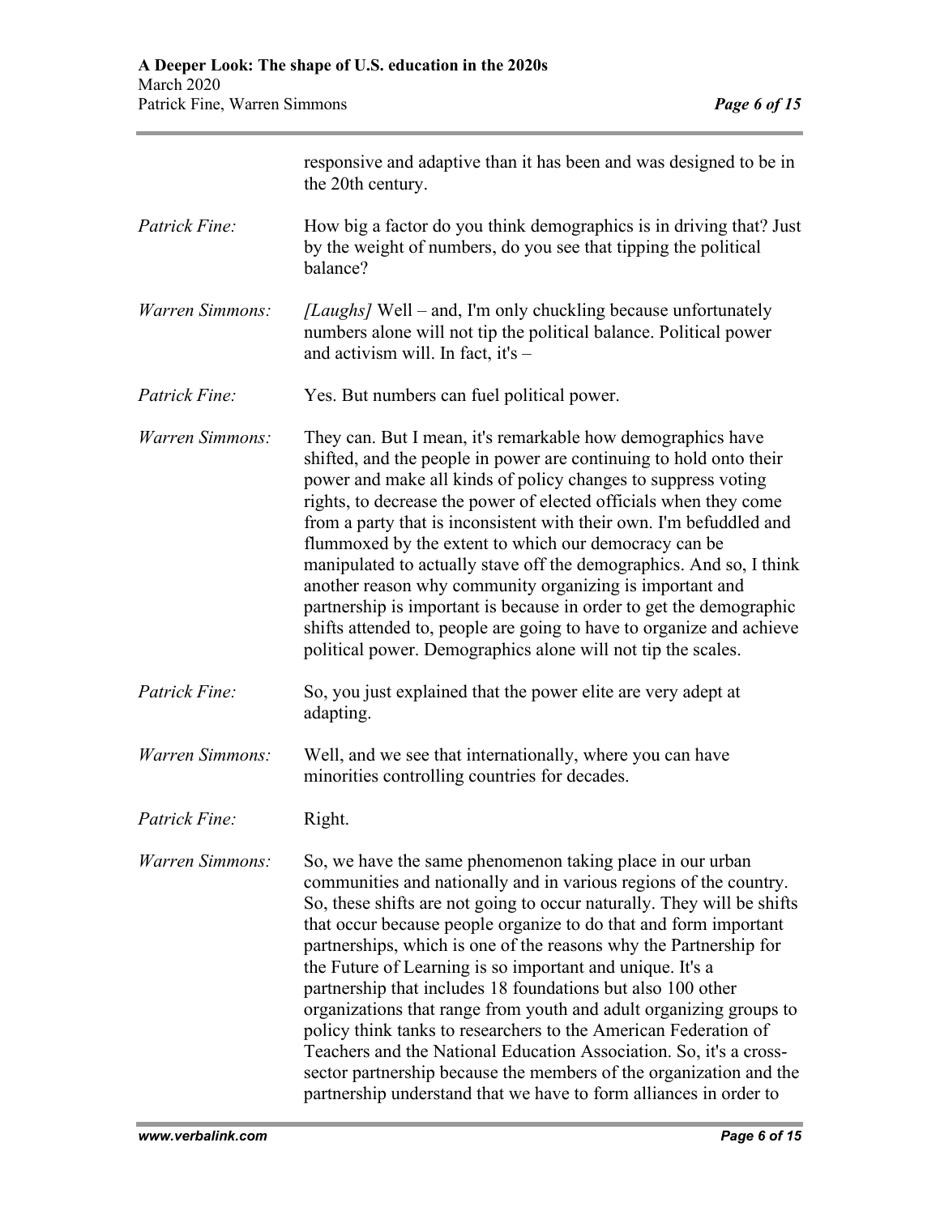responsive and adaptive than it has been and was designed to be in the 20th century.

*Patrick Fine:* How big a factor do you think demographics is in driving that? Just by the weight of numbers, do you see that tipping the political balance?

*Warren Simmons:* *[Laughs]* Well – and, I'm only chuckling because unfortunately numbers alone will not tip the political balance. Political power and activism will. In fact, it's –

*Patrick Fine:* Yes. But numbers can fuel political power.

*Warren Simmons:* They can. But I mean, it's remarkable how demographics have shifted, and the people in power are continuing to hold onto their power and make all kinds of policy changes to suppress voting rights, to decrease the power of elected officials when they come from a party that is inconsistent with their own. I'm befuddled and flummoxed by the extent to which our democracy can be manipulated to actually stave off the demographics. And so, I think another reason why community organizing is important and partnership is important is because in order to get the demographic shifts attended to, people are going to have to organize and achieve political power. Demographics alone will not tip the scales.

*Patrick Fine:* So, you just explained that the power elite are very adept at adapting.

*Warren Simmons:* Well, and we see that internationally, where you can have minorities controlling countries for decades.

*Patrick Fine:* Right.

*Warren Simmons:* So, we have the same phenomenon taking place in our urban communities and nationally and in various regions of the country. So, these shifts are not going to occur naturally. They will be shifts that occur because people organize to do that and form important partnerships, which is one of the reasons why the Partnership for the Future of Learning is so important and unique. It's a partnership that includes 18 foundations but also 100 other organizations that range from youth and adult organizing groups to policy think tanks to researchers to the American Federation of Teachers and the National Education Association. So, it's a cross-sector partnership because the members of the organization and the partnership understand that we have to form alliances in order to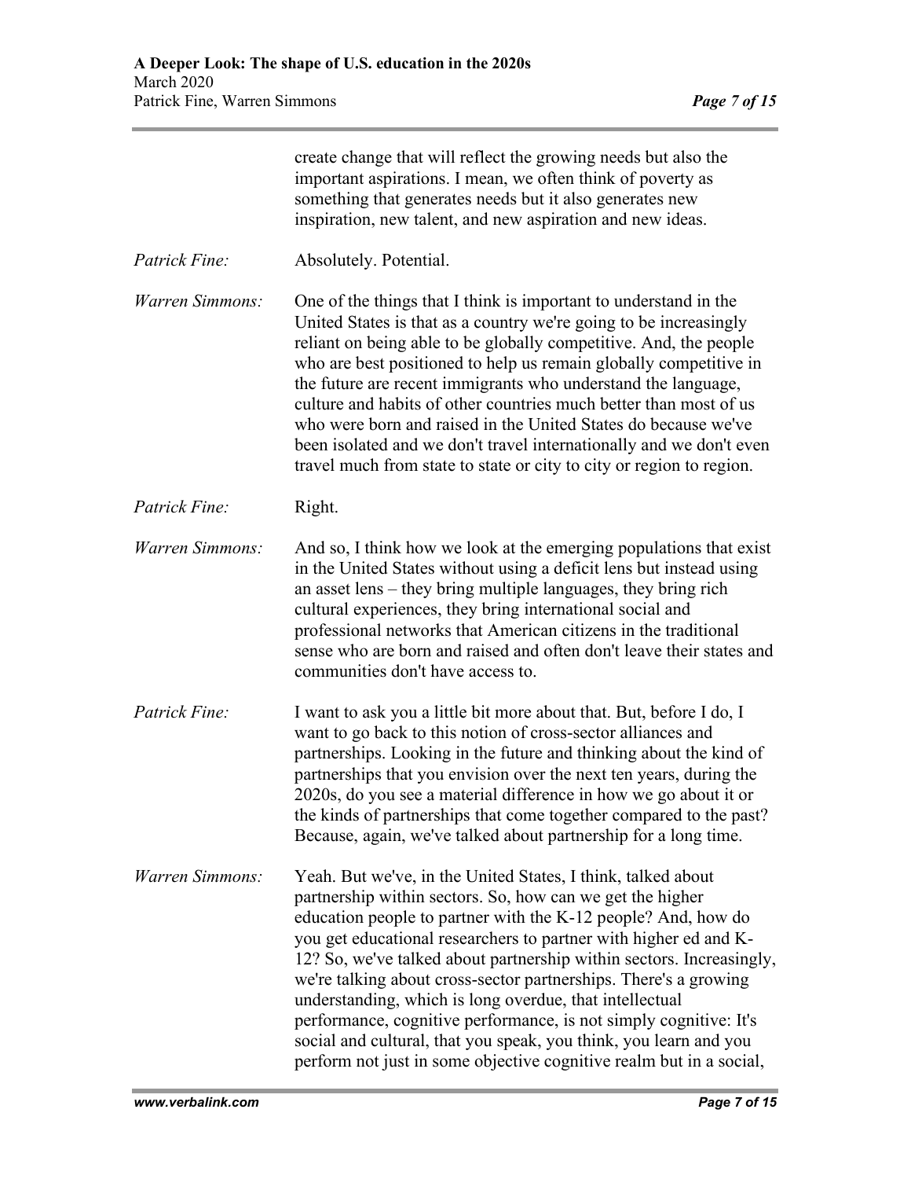create change that will reflect the growing needs but also the important aspirations. I mean, we often think of poverty as something that generates needs but it also generates new inspiration, new talent, and new aspiration and new ideas.

*Patrick Fine:* Absolutely. Potential.

*Warren Simmons:* One of the things that I think is important to understand in the United States is that as a country we're going to be increasingly reliant on being able to be globally competitive. And, the people who are best positioned to help us remain globally competitive in the future are recent immigrants who understand the language, culture and habits of other countries much better than most of us who were born and raised in the United States do because we've been isolated and we don't travel internationally and we don't even travel much from state to state or city to city or region to region.

*Patrick Fine:* Right.

*Warren Simmons:* And so, I think how we look at the emerging populations that exist in the United States without using a deficit lens but instead using an asset lens – they bring multiple languages, they bring rich cultural experiences, they bring international social and professional networks that American citizens in the traditional sense who are born and raised and often don't leave their states and communities don't have access to.

*Patrick Fine:* I want to ask you a little bit more about that. But, before I do, I want to go back to this notion of cross-sector alliances and partnerships. Looking in the future and thinking about the kind of partnerships that you envision over the next ten years, during the 2020s, do you see a material difference in how we go about it or the kinds of partnerships that come together compared to the past? Because, again, we've talked about partnership for a long time.

*Warren Simmons:* Yeah. But we've, in the United States, I think, talked about partnership within sectors. So, how can we get the higher education people to partner with the K-12 people? And, how do you get educational researchers to partner with higher ed and K-12? So, we've talked about partnership within sectors. Increasingly, we're talking about cross-sector partnerships. There's a growing understanding, which is long overdue, that intellectual performance, cognitive performance, is not simply cognitive: It's social and cultural, that you speak, you think, you learn and you perform not just in some objective cognitive realm but in a social,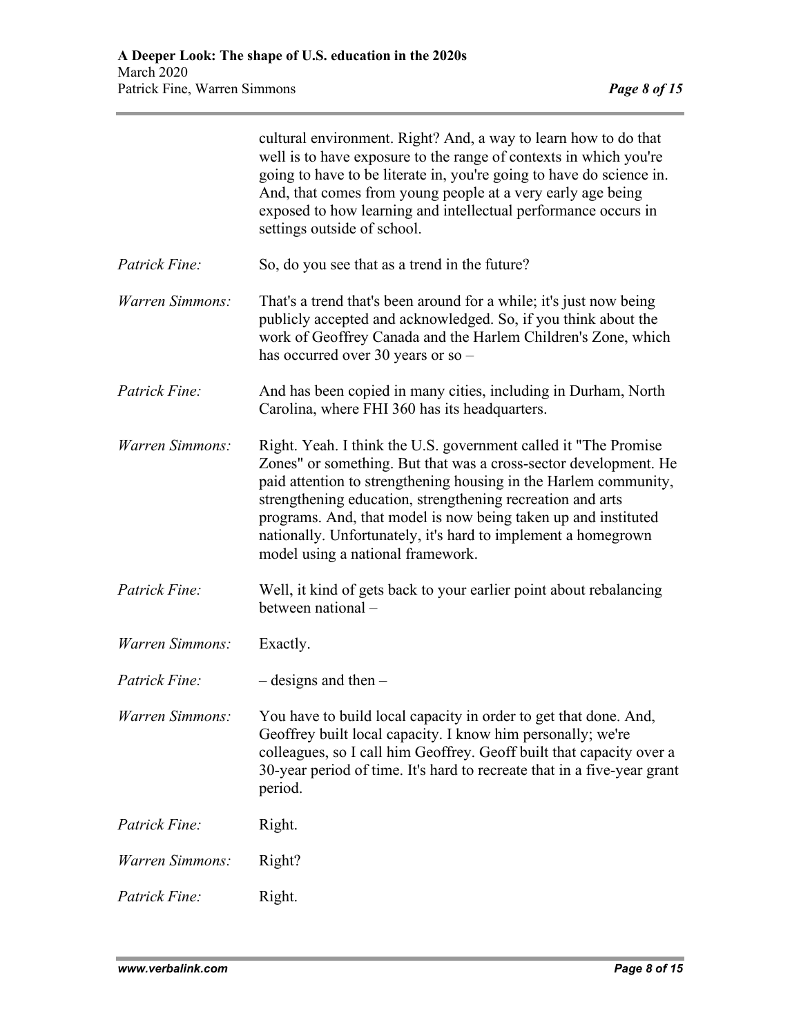cultural environment. Right? And, a way to learn how to do that well is to have exposure to the range of contexts in which you're going to have to be literate in, you're going to have do science in. And, that comes from young people at a very early age being exposed to how learning and intellectual performance occurs in settings outside of school.

*Patrick Fine:* So, do you see that as a trend in the future?

*Warren Simmons:* That's a trend that's been around for a while; it's just now being publicly accepted and acknowledged. So, if you think about the work of Geoffrey Canada and the Harlem Children's Zone, which has occurred over 30 years or so –

*Patrick Fine:* And has been copied in many cities, including in Durham, North Carolina, where FHI 360 has its headquarters.

*Warren Simmons:* Right. Yeah. I think the U.S. government called it "The Promise Zones" or something. But that was a cross-sector development. He paid attention to strengthening housing in the Harlem community, strengthening education, strengthening recreation and arts programs. And, that model is now being taken up and instituted nationally. Unfortunately, it's hard to implement a homegrown model using a national framework.

*Patrick Fine:* Well, it kind of gets back to your earlier point about rebalancing between national –

*Warren Simmons:* Exactly.

*Patrick Fine:* – designs and then –

*Warren Simmons:* You have to build local capacity in order to get that done. And, Geoffrey built local capacity. I know him personally; we're colleagues, so I call him Geoffrey. Geoff built that capacity over a 30-year period of time. It's hard to recreate that in a five-year grant period.

*Patrick Fine:* Right.

*Warren Simmons:* Right?

*Patrick Fine:* Right.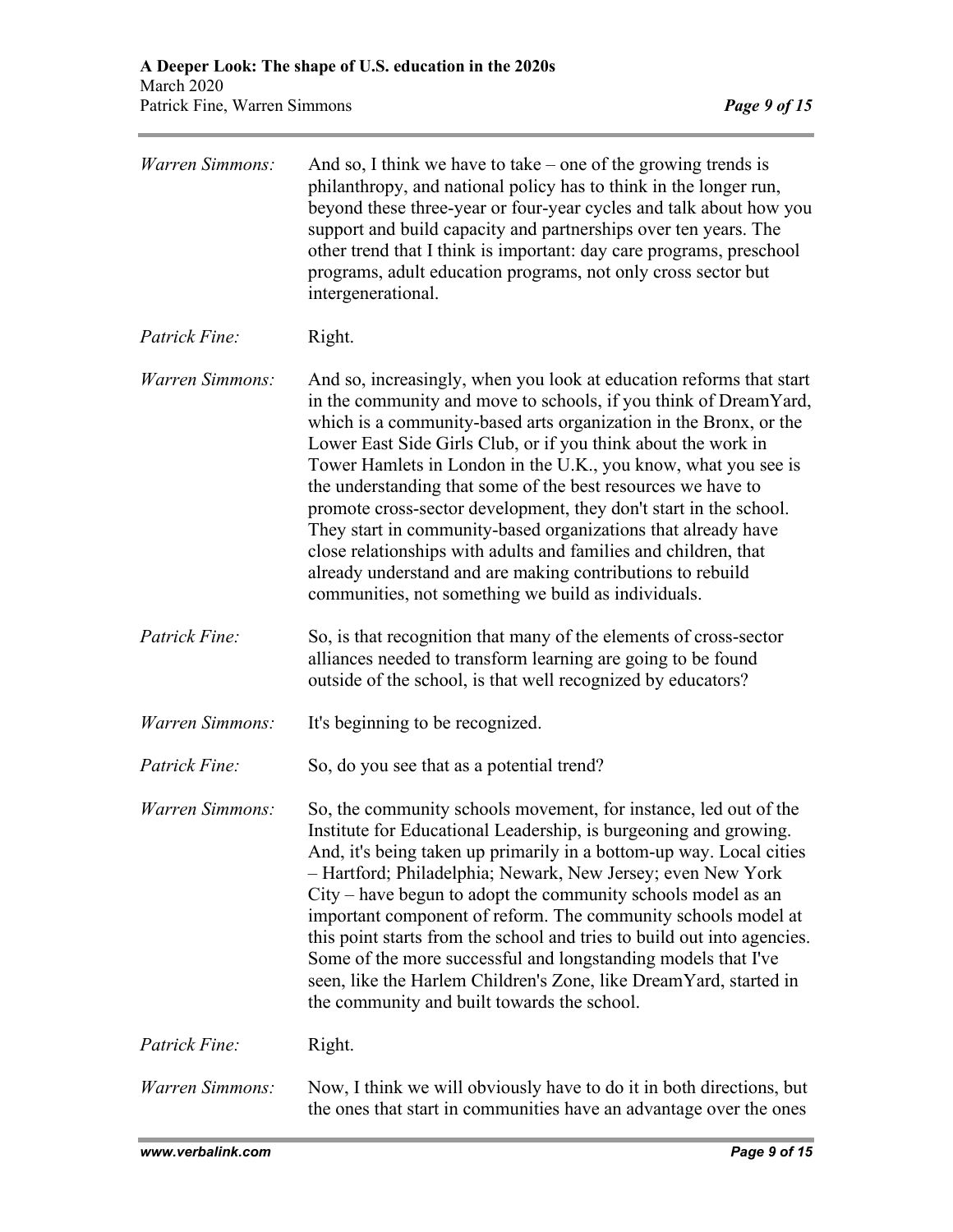*Warren Simmons:* And so, I think we have to take – one of the growing trends is philanthropy, and national policy has to think in the longer run, beyond these three-year or four-year cycles and talk about how you support and build capacity and partnerships over ten years. The other trend that I think is important: day care programs, preschool programs, adult education programs, not only cross sector but intergenerational.

*Patrick Fine:* Right.

*Warren Simmons:* And so, increasingly, when you look at education reforms that start in the community and move to schools, if you think of DreamYard, which is a community-based arts organization in the Bronx, or the Lower East Side Girls Club, or if you think about the work in Tower Hamlets in London in the U.K., you know, what you see is the understanding that some of the best resources we have to promote cross-sector development, they don't start in the school. They start in community-based organizations that already have close relationships with adults and families and children, that already understand and are making contributions to rebuild communities, not something we build as individuals.

*Patrick Fine:* So, is that recognition that many of the elements of cross-sector alliances needed to transform learning are going to be found outside of the school, is that well recognized by educators?

*Warren Simmons:* It's beginning to be recognized.

*Patrick Fine:* So, do you see that as a potential trend?

*Warren Simmons:* So, the community schools movement, for instance, led out of the Institute for Educational Leadership, is burgeoning and growing. And, it's being taken up primarily in a bottom-up way. Local cities – Hartford; Philadelphia; Newark, New Jersey; even New York City – have begun to adopt the community schools model as an important component of reform. The community schools model at this point starts from the school and tries to build out into agencies. Some of the more successful and longstanding models that I've seen, like the Harlem Children's Zone, like DreamYard, started in the community and built towards the school.

*Patrick Fine:* Right.

*Warren Simmons:* Now, I think we will obviously have to do it in both directions, but the ones that start in communities have an advantage over the ones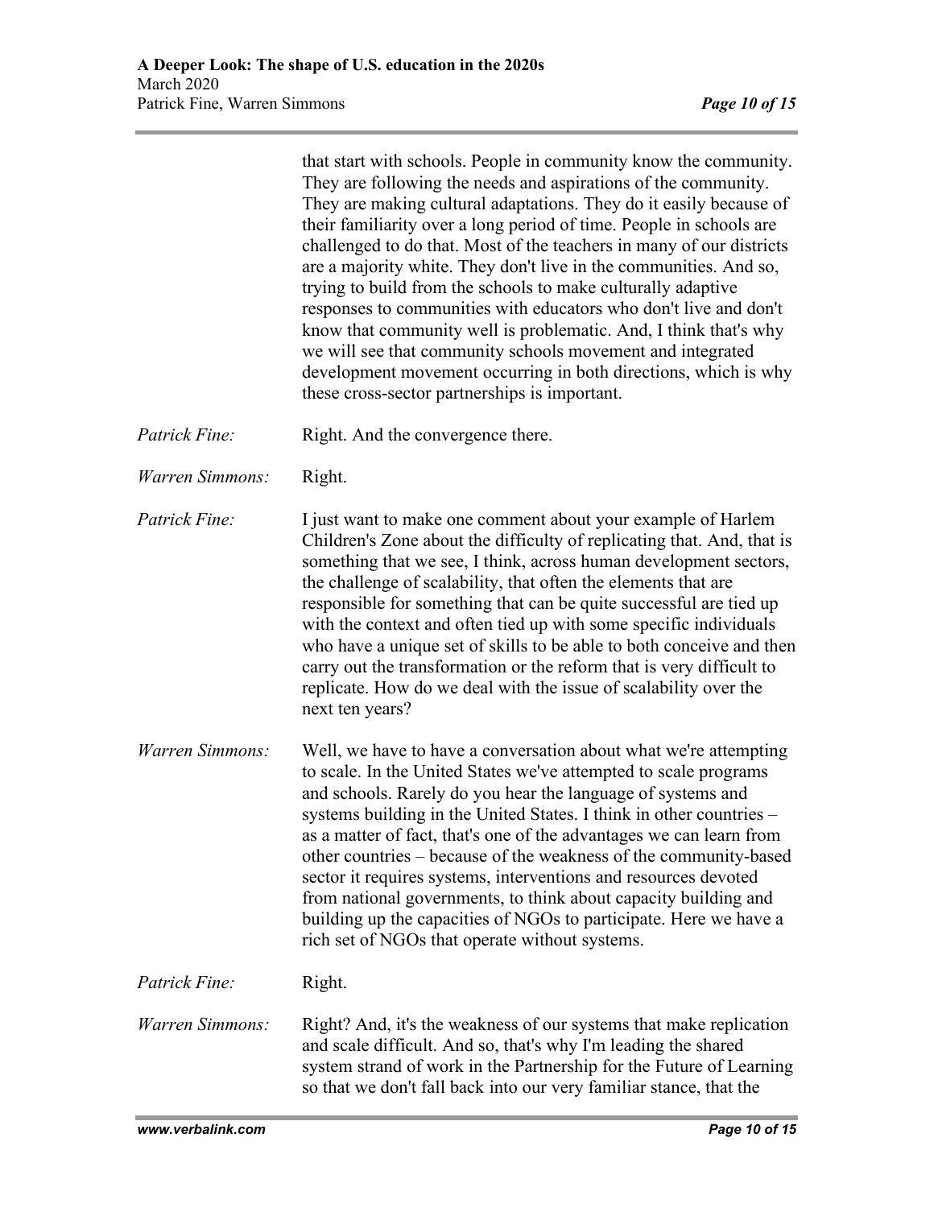that start with schools. People in community know the community. They are following the needs and aspirations of the community. They are making cultural adaptations. They do it easily because of their familiarity over a long period of time. People in schools are challenged to do that. Most of the teachers in many of our districts are a majority white. They don't live in the communities. And so, trying to build from the schools to make culturally adaptive responses to communities with educators who don't live and don't know that community well is problematic. And, I think that's why we will see that community schools movement and integrated development movement occurring in both directions, which is why these cross-sector partnerships is important.

*Patrick Fine:* Right. And the convergence there.

*Warren Simmons:* Right.

*Patrick Fine:* I just want to make one comment about your example of Harlem Children's Zone about the difficulty of replicating that. And, that is something that we see, I think, across human development sectors, the challenge of scalability, that often the elements that are responsible for something that can be quite successful are tied up with the context and often tied up with some specific individuals who have a unique set of skills to be able to both conceive and then carry out the transformation or the reform that is very difficult to replicate. How do we deal with the issue of scalability over the next ten years?

*Warren Simmons:* Well, we have to have a conversation about what we're attempting to scale. In the United States we've attempted to scale programs and schools. Rarely do you hear the language of systems and systems building in the United States. I think in other countries – as a matter of fact, that's one of the advantages we can learn from other countries – because of the weakness of the community-based sector it requires systems, interventions and resources devoted from national governments, to think about capacity building and building up the capacities of NGOs to participate. Here we have a rich set of NGOs that operate without systems.

*Patrick Fine:* Right.

*Warren Simmons:* Right? And, it's the weakness of our systems that make replication and scale difficult. And so, that's why I'm leading the shared system strand of work in the Partnership for the Future of Learning so that we don't fall back into our very familiar stance, that the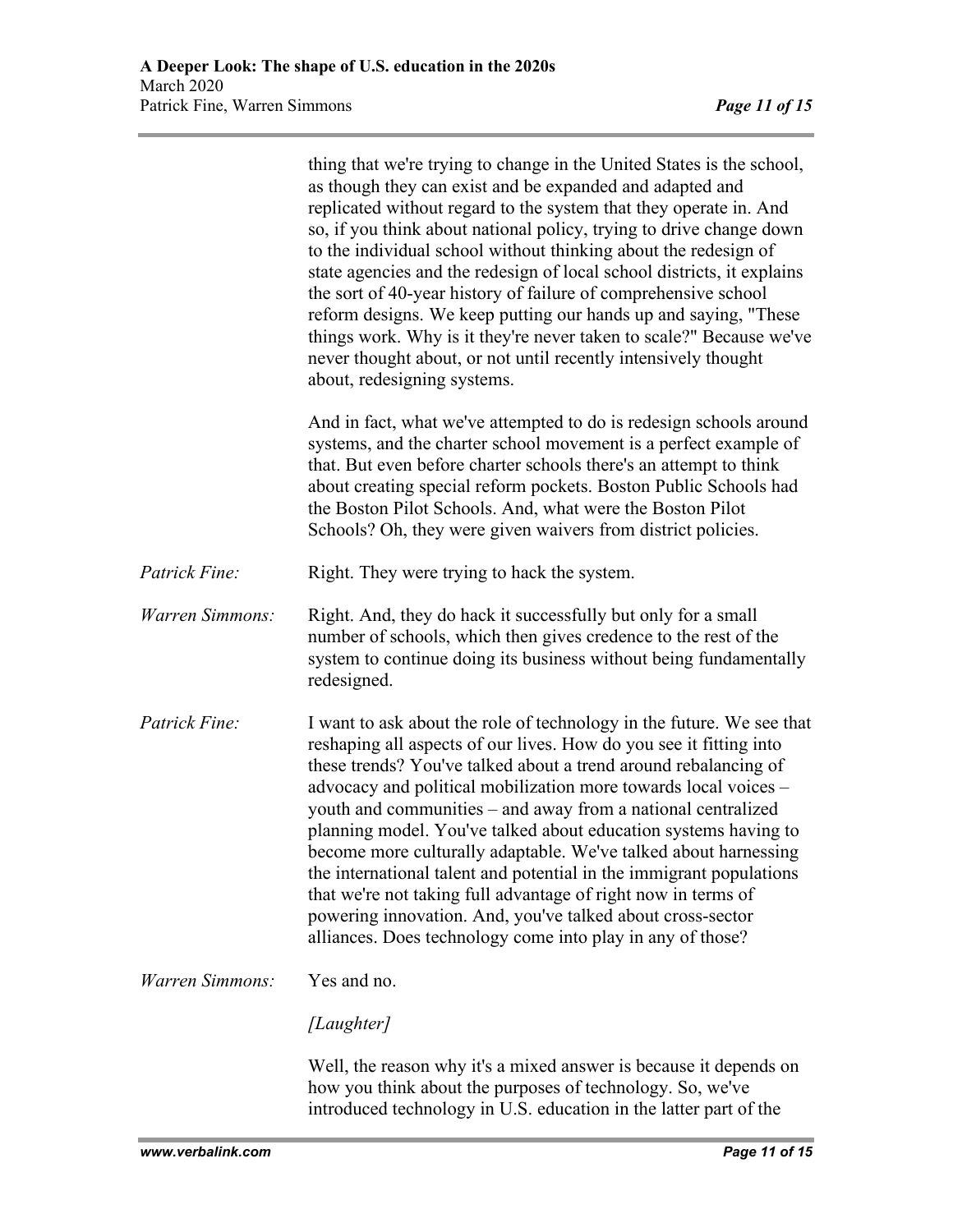thing that we're trying to change in the United States is the school, as though they can exist and be expanded and adapted and replicated without regard to the system that they operate in. And so, if you think about national policy, trying to drive change down to the individual school without thinking about the redesign of state agencies and the redesign of local school districts, it explains the sort of 40-year history of failure of comprehensive school reform designs. We keep putting our hands up and saying, "These things work. Why is it they're never taken to scale?" Because we've never thought about, or not until recently intensively thought about, redesigning systems.

And in fact, what we've attempted to do is redesign schools around systems, and the charter school movement is a perfect example of that. But even before charter schools there's an attempt to think about creating special reform pockets. Boston Public Schools had the Boston Pilot Schools. And, what were the Boston Pilot Schools? Oh, they were given waivers from district policies.

*Patrick Fine:* Right. They were trying to hack the system.

*Warren Simmons:* Right. And, they do hack it successfully but only for a small number of schools, which then gives credence to the rest of the system to continue doing its business without being fundamentally redesigned.

*Patrick Fine:* I want to ask about the role of technology in the future. We see that reshaping all aspects of our lives. How do you see it fitting into these trends? You've talked about a trend around rebalancing of advocacy and political mobilization more towards local voices – youth and communities – and away from a national centralized planning model. You've talked about education systems having to become more culturally adaptable. We've talked about harnessing the international talent and potential in the immigrant populations that we're not taking full advantage of right now in terms of powering innovation. And, you've talked about cross-sector alliances. Does technology come into play in any of those?

*Warren Simmons:* Yes and no.

*[Laughter]*

Well, the reason why it's a mixed answer is because it depends on how you think about the purposes of technology. So, we've introduced technology in U.S. education in the latter part of the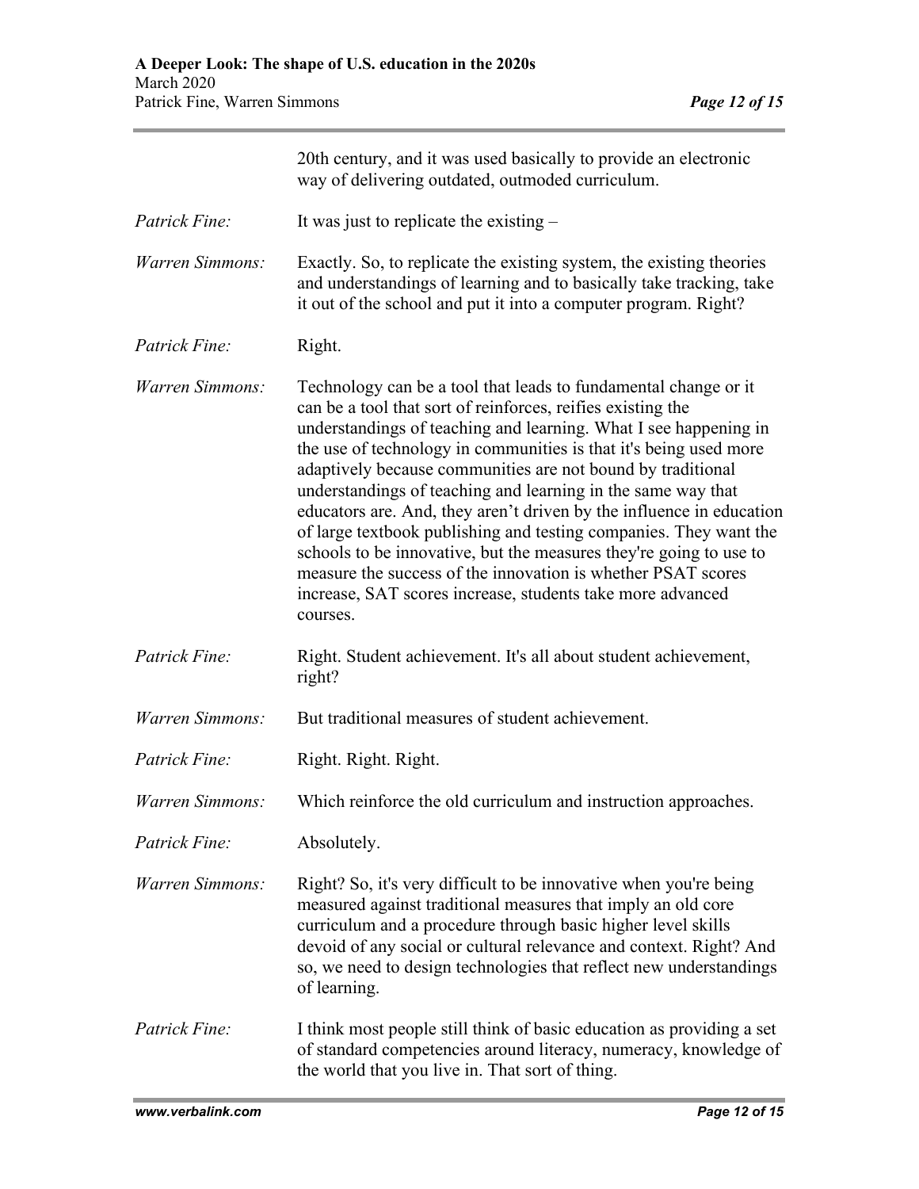20th century, and it was used basically to provide an electronic way of delivering outdated, outmoded curriculum.

*Patrick Fine:* It was just to replicate the existing –

*Warren Simmons:* Exactly. So, to replicate the existing system, the existing theories and understandings of learning and to basically take tracking, take it out of the school and put it into a computer program. Right?

*Patrick Fine:* Right.

*Warren Simmons:* Technology can be a tool that leads to fundamental change or it can be a tool that sort of reinforces, reifies existing the understandings of teaching and learning. What I see happening in the use of technology in communities is that it's being used more adaptively because communities are not bound by traditional understandings of teaching and learning in the same way that educators are. And, they aren't driven by the influence in education of large textbook publishing and testing companies. They want the schools to be innovative, but the measures they're going to use to measure the success of the innovation is whether PSAT scores increase, SAT scores increase, students take more advanced courses.

*Patrick Fine:* Right. Student achievement. It's all about student achievement, right?

*Warren Simmons:* But traditional measures of student achievement.

*Patrick Fine:* Right. Right. Right.

*Warren Simmons:* Which reinforce the old curriculum and instruction approaches.

*Patrick Fine:* Absolutely.

*Warren Simmons:* Right? So, it's very difficult to be innovative when you're being measured against traditional measures that imply an old core curriculum and a procedure through basic higher level skills devoid of any social or cultural relevance and context. Right? And so, we need to design technologies that reflect new understandings of learning.

*Patrick Fine:* I think most people still think of basic education as providing a set of standard competencies around literacy, numeracy, knowledge of the world that you live in. That sort of thing.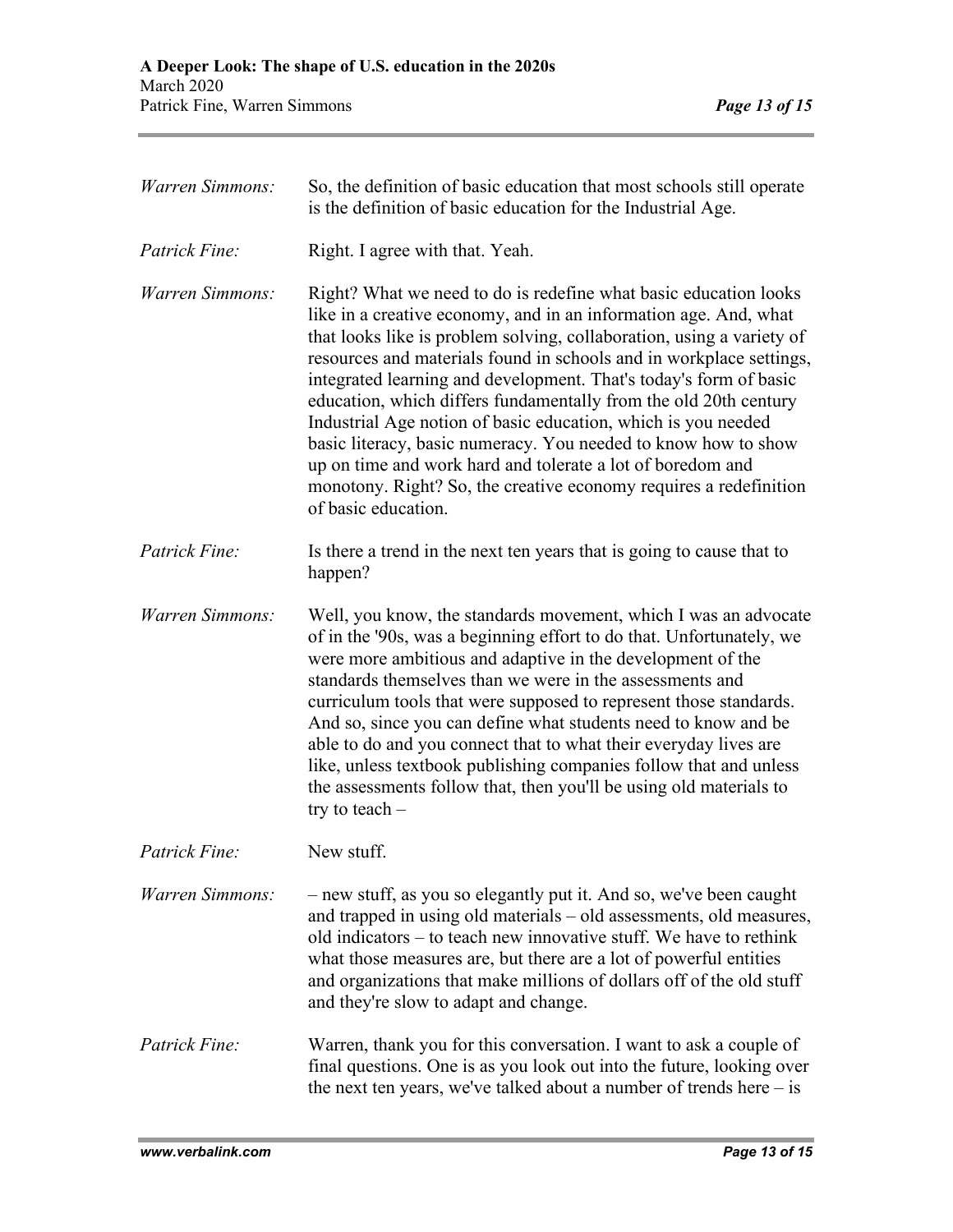*Warren Simmons:* So, the definition of basic education that most schools still operate is the definition of basic education for the Industrial Age.

*Patrick Fine:* Right. I agree with that. Yeah.

*Warren Simmons:* Right? What we need to do is redefine what basic education looks like in a creative economy, and in an information age. And, what that looks like is problem solving, collaboration, using a variety of resources and materials found in schools and in workplace settings, integrated learning and development. That's today's form of basic education, which differs fundamentally from the old 20th century Industrial Age notion of basic education, which is you needed basic literacy, basic numeracy. You needed to know how to show up on time and work hard and tolerate a lot of boredom and monotony. Right? So, the creative economy requires a redefinition of basic education.

*Patrick Fine:* Is there a trend in the next ten years that is going to cause that to happen?

*Warren Simmons:* Well, you know, the standards movement, which I was an advocate of in the '90s, was a beginning effort to do that. Unfortunately, we were more ambitious and adaptive in the development of the standards themselves than we were in the assessments and curriculum tools that were supposed to represent those standards. And so, since you can define what students need to know and be able to do and you connect that to what their everyday lives are like, unless textbook publishing companies follow that and unless the assessments follow that, then you'll be using old materials to try to teach –

*Patrick Fine:* New stuff.

*Warren Simmons:* – new stuff, as you so elegantly put it. And so, we've been caught and trapped in using old materials – old assessments, old measures, old indicators – to teach new innovative stuff. We have to rethink what those measures are, but there are a lot of powerful entities and organizations that make millions of dollars off of the old stuff and they're slow to adapt and change.

*Patrick Fine:* Warren, thank you for this conversation. I want to ask a couple of final questions. One is as you look out into the future, looking over the next ten years, we've talked about a number of trends here – is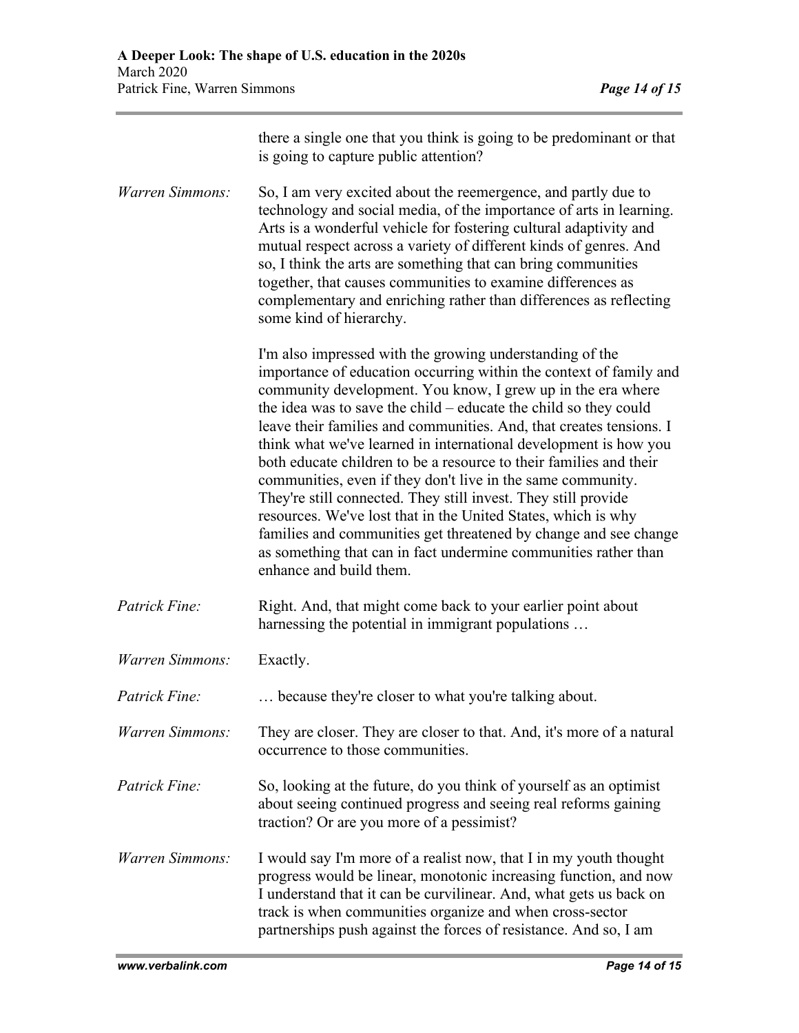there a single one that you think is going to be predominant or that is going to capture public attention?

*Warren Simmons:* So, I am very excited about the reemergence, and partly due to technology and social media, of the importance of arts in learning. Arts is a wonderful vehicle for fostering cultural adaptivity and mutual respect across a variety of different kinds of genres. And so, I think the arts are something that can bring communities together, that causes communities to examine differences as complementary and enriching rather than differences as reflecting some kind of hierarchy.

I'm also impressed with the growing understanding of the importance of education occurring within the context of family and community development. You know, I grew up in the era where the idea was to save the child – educate the child so they could leave their families and communities. And, that creates tensions. I think what we've learned in international development is how you both educate children to be a resource to their families and their communities, even if they don't live in the same community. They're still connected. They still invest. They still provide resources. We've lost that in the United States, which is why families and communities get threatened by change and see change as something that can in fact undermine communities rather than enhance and build them.

*Patrick Fine:* Right. And, that might come back to your earlier point about harnessing the potential in immigrant populations …

*Warren Simmons:* Exactly.

*Patrick Fine:* … because they're closer to what you're talking about.

*Warren Simmons:* They are closer. They are closer to that. And, it's more of a natural occurrence to those communities.

*Patrick Fine:* So, looking at the future, do you think of yourself as an optimist about seeing continued progress and seeing real reforms gaining traction? Or are you more of a pessimist?

*Warren Simmons:* I would say I'm more of a realist now, that I in my youth thought progress would be linear, monotonic increasing function, and now I understand that it can be curvilinear. And, what gets us back on track is when communities organize and when cross-sector partnerships push against the forces of resistance. And so, I am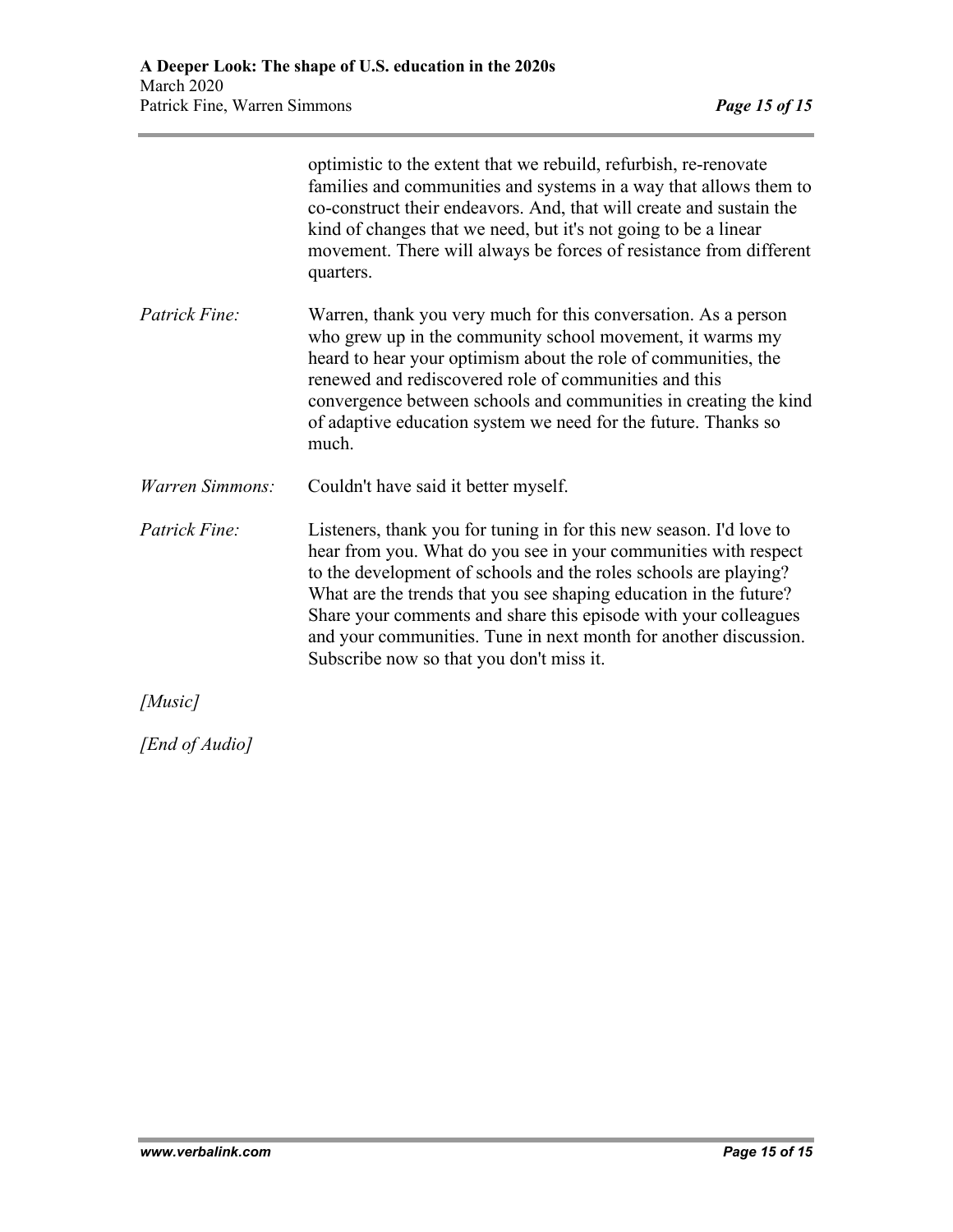optimistic to the extent that we rebuild, refurbish, re-renovate families and communities and systems in a way that allows them to co-construct their endeavors. And, that will create and sustain the kind of changes that we need, but it's not going to be a linear movement. There will always be forces of resistance from different quarters.

*Patrick Fine:* Warren, thank you very much for this conversation. As a person who grew up in the community school movement, it warms my heard to hear your optimism about the role of communities, the renewed and rediscovered role of communities and this convergence between schools and communities in creating the kind of adaptive education system we need for the future. Thanks so much.

*Warren Simmons:* Couldn't have said it better myself.

*Patrick Fine:* Listeners, thank you for tuning in for this new season. I'd love to hear from you. What do you see in your communities with respect to the development of schools and the roles schools are playing? What are the trends that you see shaping education in the future? Share your comments and share this episode with your colleagues and your communities. Tune in next month for another discussion. Subscribe now so that you don't miss it.

*[Music]*

*[End of Audio]*